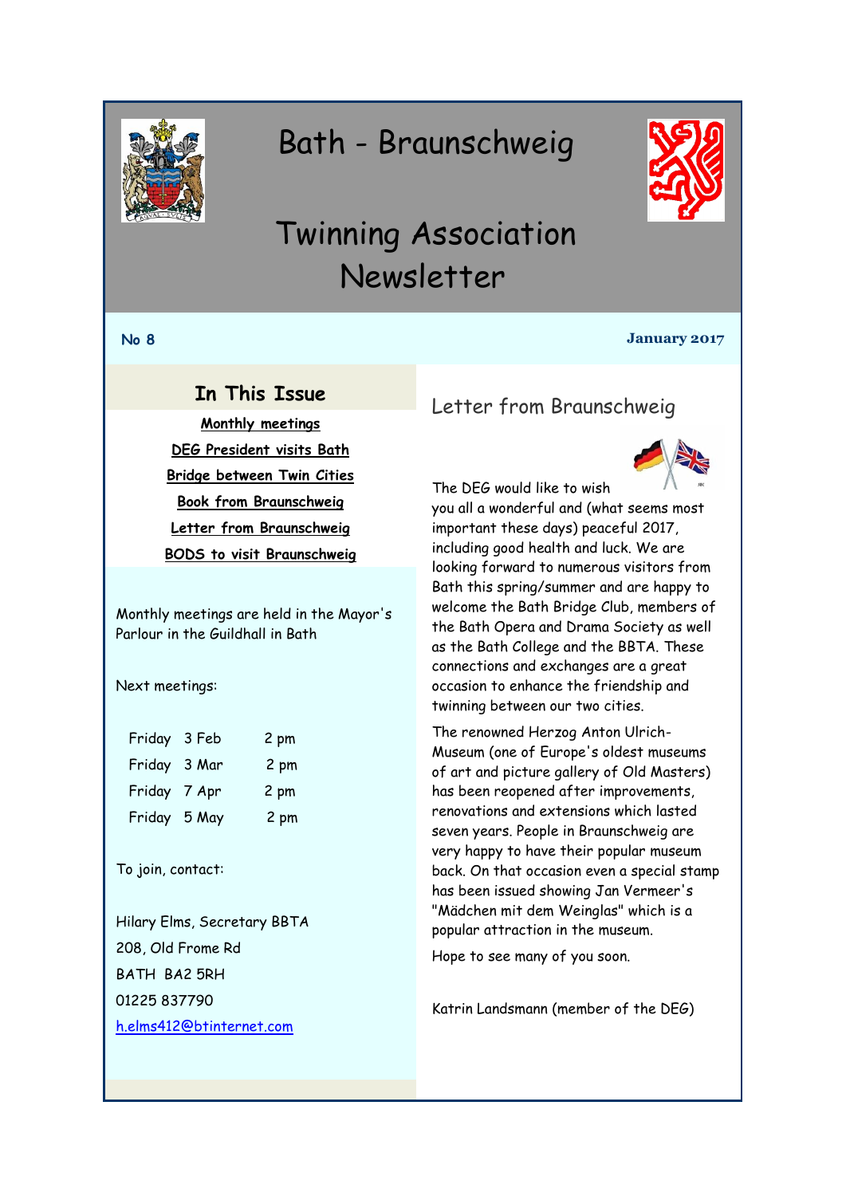# Bath - Braunschweig

# Twinning Association Newsletter

**No 8**

**January 2017**

## In This Issue

**Monthly meetings**

**DEG President visits Bath**

**Bridge between Twin Cities**

**Book from Braunschweig**

**Letter from Braunschweig**

**BODS to visit Braunschweig**

Monthly meetings are held in the Mayor's Parlour in the Guildhall in Bath

Next meetings:

| | | |
|---|---|---|
| Friday | 3 Feb | 2 pm |
| Friday | 3 Mar | 2 pm |
| Friday | 7 Apr | 2 pm |
| Friday | 5 May | 2 pm |

To join, contact:

Hilary Elms, Secretary BBTA
208, Old Frome Rd
BATH BA2 5RH
01225 837790
h.elms412@btinternet.com

## Letter from Braunschweig

The DEG would like to wish you all a wonderful and (what seems most important these days) peaceful 2017, including good health and luck. We are looking forward to numerous visitors from Bath this spring/summer and are happy to welcome the Bath Bridge Club, members of the Bath Opera and Drama Society as well as the Bath College and the BBTA. These connections and exchanges are a great occasion to enhance the friendship and twinning between our two cities.

The renowned Herzog Anton Ulrich-Museum (one of Europe's oldest museums of art and picture gallery of Old Masters) has been reopened after improvements, renovations and extensions which lasted seven years. People in Braunschweig are very happy to have their popular museum back. On that occasion even a special stamp has been issued showing Jan Vermeer's "Mädchen mit dem Weinglas" which is a popular attraction in the museum.

Hope to see many of you soon.

Katrin Landsmann (member of the DEG)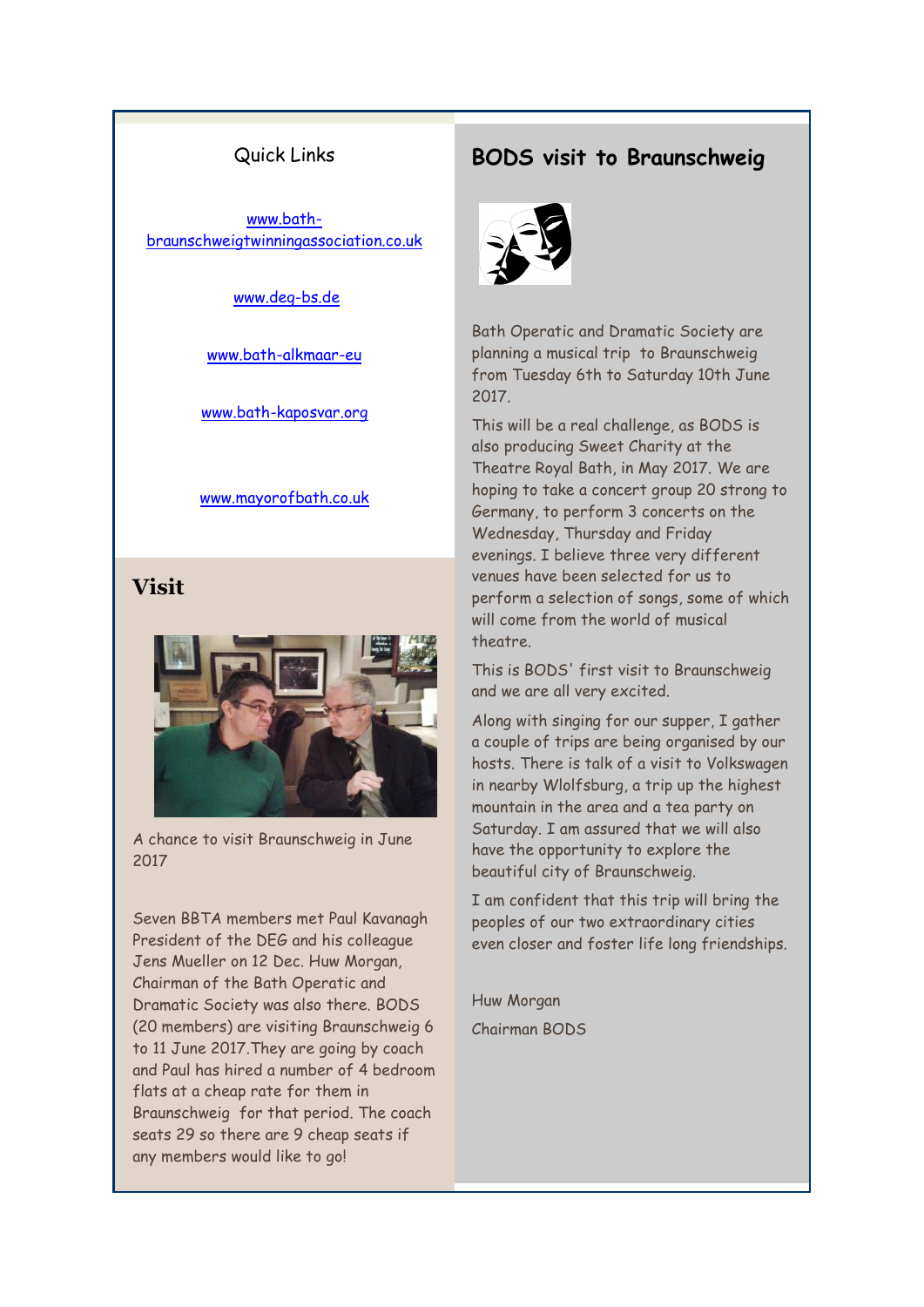Quick Links

[www.bath-braunschweigtwinningassociation.co.uk](www.bath-braunschweigtwinningassociation.co.uk)

[www.deg-bs.de](www.deg-bs.de)

[www.bath-alkmaar-eu](www.bath-alkmaar-eu)

[www.bath-kaposvar.org](www.bath-kaposvar.org)

[www.mayorofbath.co.uk](www.mayorofbath.co.uk)

## Visit

A chance to visit Braunschweig in June 2017

Seven BBTA members met Paul Kavanagh President of the DEG and his colleague Jens Mueller on 12 Dec. Huw Morgan, Chairman of the Bath Operatic and Dramatic Society was also there. BODS (20 members) are visiting Braunschweig 6 to 11 June 2017.They are going by coach and Paul has hired a number of 4 bedroom flats at a cheap rate for them in Braunschweig for that period. The coach seats 29 so there are 9 cheap seats if any members would like to go!

## BODS visit to Braunschweig

Bath Operatic and Dramatic Society are planning a musical trip to Braunschweig from Tuesday 6th to Saturday 10th June 2017.

This will be a real challenge, as BODS is also producing Sweet Charity at the Theatre Royal Bath, in May 2017. We are hoping to take a concert group 20 strong to Germany, to perform 3 concerts on the Wednesday, Thursday and Friday evenings. I believe three very different venues have been selected for us to perform a selection of songs, some of which will come from the world of musical theatre.

This is BODS' first visit to Braunschweig and we are all very excited.

Along with singing for our supper, I gather a couple of trips are being organised by our hosts. There is talk of a visit to Volkswagen in nearby Wlolfsburg, a trip up the highest mountain in the area and a tea party on Saturday. I am assured that we will also have the opportunity to explore the beautiful city of Braunschweig.

I am confident that this trip will bring the peoples of our two extraordinary cities even closer and foster life long friendships.

Huw Morgan

Chairman BODS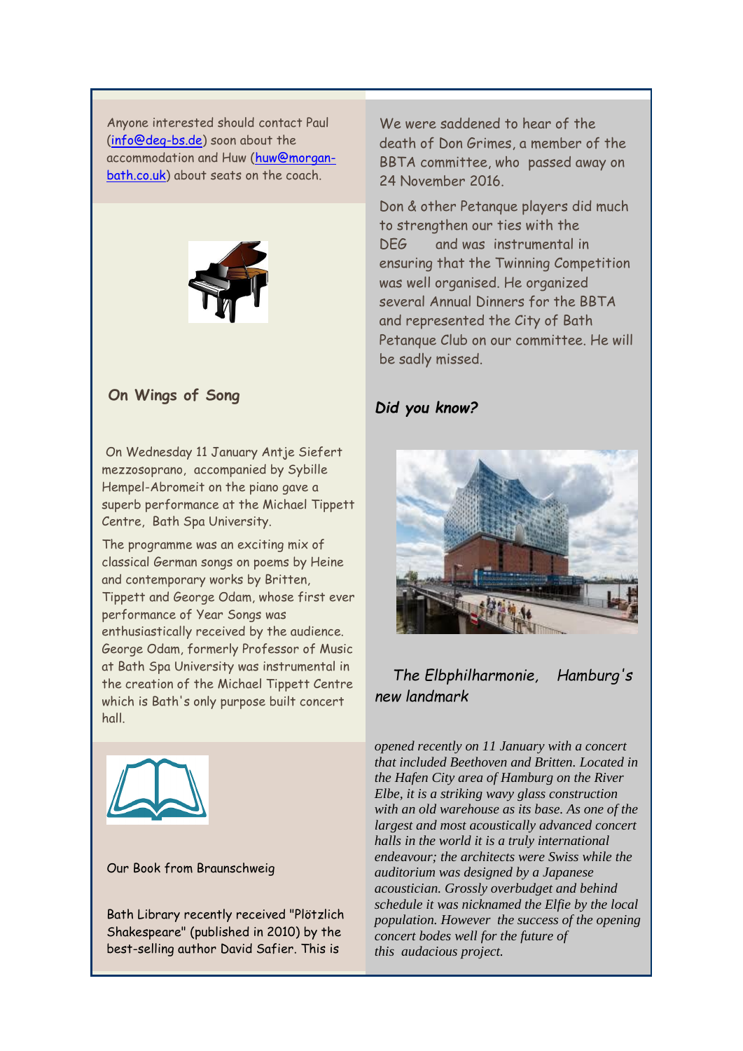Anyone interested should contact Paul (info@deg-bs.de) soon about the accommodation and Huw (huw@morgan-bath.co.uk) about seats on the coach.

## On Wings of Song

On Wednesday 11 January Antje Siefert mezzosoprano, accompanied by Sybille Hempel-Abromeit on the piano gave a superb performance at the Michael Tippett Centre, Bath Spa University.

The programme was an exciting mix of classical German songs on poems by Heine and contemporary works by Britten, Tippett and George Odam, whose first ever performance of Year Songs was enthusiastically received by the audience. George Odam, formerly Professor of Music at Bath Spa University was instrumental in the creation of the Michael Tippett Centre which is Bath's only purpose built concert hall.

Our Book from Braunschweig

Bath Library recently received "Plötzlich Shakespeare" (published in 2010) by the best-selling author David Safier. This is

We were saddened to hear of the death of Don Grimes, a member of the BBTA committee, who passed away on 24 November 2016.

Don & other Petanque players did much to strengthen our ties with the DEG and was instrumental in ensuring that the Twinning Competition was well organised. He organized several Annual Dinners for the BBTA and represented the City of Bath Petanque Club on our committee. He will be sadly missed.

## *Did you know?*

*The Elbphilharmonie, Hamburg's new landmark*

*opened recently on 11 January with a concert that included Beethoven and Britten. Located in the Hafen City area of Hamburg on the River Elbe, it is a striking wavy glass construction with an old warehouse as its base. As one of the largest and most acoustically advanced concert halls in the world it is a truly international endeavour; the architects were Swiss while the auditorium was designed by a Japanese acoustician. Grossly overbudget and behind schedule it was nicknamed the Elfie by the local population. However the success of the opening concert bodes well for the future of this audacious project.*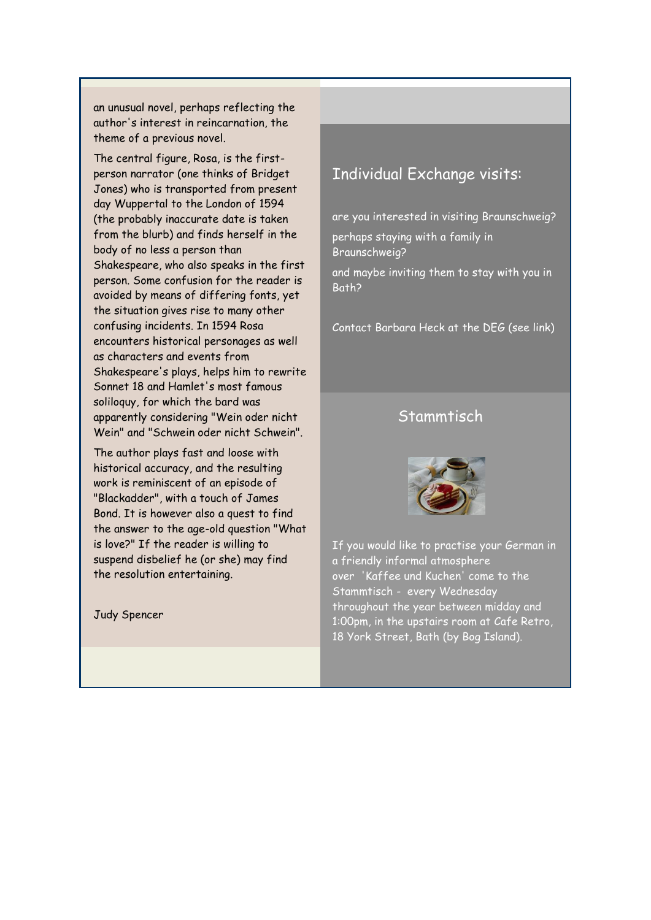an unusual novel, perhaps reflecting the author's interest in reincarnation, the theme of a previous novel.

The central figure, Rosa, is the first-person narrator (one thinks of Bridget Jones) who is transported from present day Wuppertal to the London of 1594 (the probably inaccurate date is taken from the blurb) and finds herself in the body of no less a person than Shakespeare, who also speaks in the first person. Some confusion for the reader is avoided by means of differing fonts, yet the situation gives rise to many other confusing incidents. In 1594 Rosa encounters historical personages as well as characters and events from Shakespeare's plays, helps him to rewrite Sonnet 18 and Hamlet's most famous soliloquy, for which the bard was apparently considering "Wein oder nicht Wein" and "Schwein oder nicht Schwein".

The author plays fast and loose with historical accuracy, and the resulting work is reminiscent of an episode of "Blackadder", with a touch of James Bond. It is however also a quest to find the answer to the age-old question "What is love?" If the reader is willing to suspend disbelief he (or she) may find the resolution entertaining.

Judy Spencer

## Individual Exchange visits:

are you interested in visiting Braunschweig?

perhaps staying with a family in Braunschweig?

and maybe inviting them to stay with you in Bath?

Contact Barbara Heck at the DEG (see link)

## Stammtisch

If you would like to practise your German in a friendly informal atmosphere over 'Kaffee und Kuchen' come to the Stammtisch - every Wednesday throughout the year between midday and 1:00pm, in the upstairs room at Cafe Retro, 18 York Street, Bath (by Bog Island).